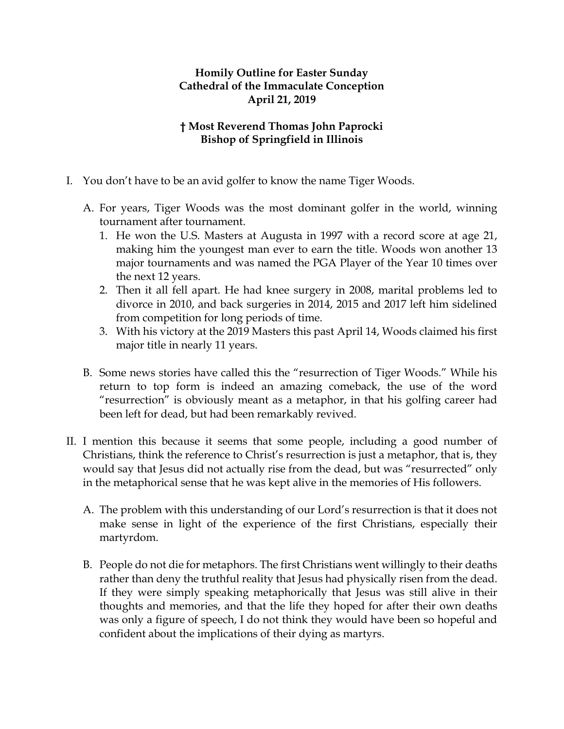**Homily Outline for Easter Sunday**
**Cathedral of the Immaculate Conception**
**April 21, 2019**

**† Most Reverend Thomas John Paprocki**
**Bishop of Springfield in Illinois**

I. You don't have to be an avid golfer to know the name Tiger Woods.

   A. For years, Tiger Woods was the most dominant golfer in the world, winning tournament after tournament.

      1. He won the U.S. Masters at Augusta in 1997 with a record score at age 21, making him the youngest man ever to earn the title. Woods won another 13 major tournaments and was named the PGA Player of the Year 10 times over the next 12 years.
      2. Then it all fell apart. He had knee surgery in 2008, marital problems led to divorce in 2010, and back surgeries in 2014, 2015 and 2017 left him sidelined from competition for long periods of time.
      3. With his victory at the 2019 Masters this past April 14, Woods claimed his first major title in nearly 11 years.

   B. Some news stories have called this the "resurrection of Tiger Woods." While his return to top form is indeed an amazing comeback, the use of the word "resurrection" is obviously meant as a metaphor, in that his golfing career had been left for dead, but had been remarkably revived.

II. I mention this because it seems that some people, including a good number of Christians, think the reference to Christ's resurrection is just a metaphor, that is, they would say that Jesus did not actually rise from the dead, but was "resurrected" only in the metaphorical sense that he was kept alive in the memories of His followers.

   A. The problem with this understanding of our Lord's resurrection is that it does not make sense in light of the experience of the first Christians, especially their martyrdom.

   B. People do not die for metaphors. The first Christians went willingly to their deaths rather than deny the truthful reality that Jesus had physically risen from the dead. If they were simply speaking metaphorically that Jesus was still alive in their thoughts and memories, and that the life they hoped for after their own deaths was only a figure of speech, I do not think they would have been so hopeful and confident about the implications of their dying as martyrs.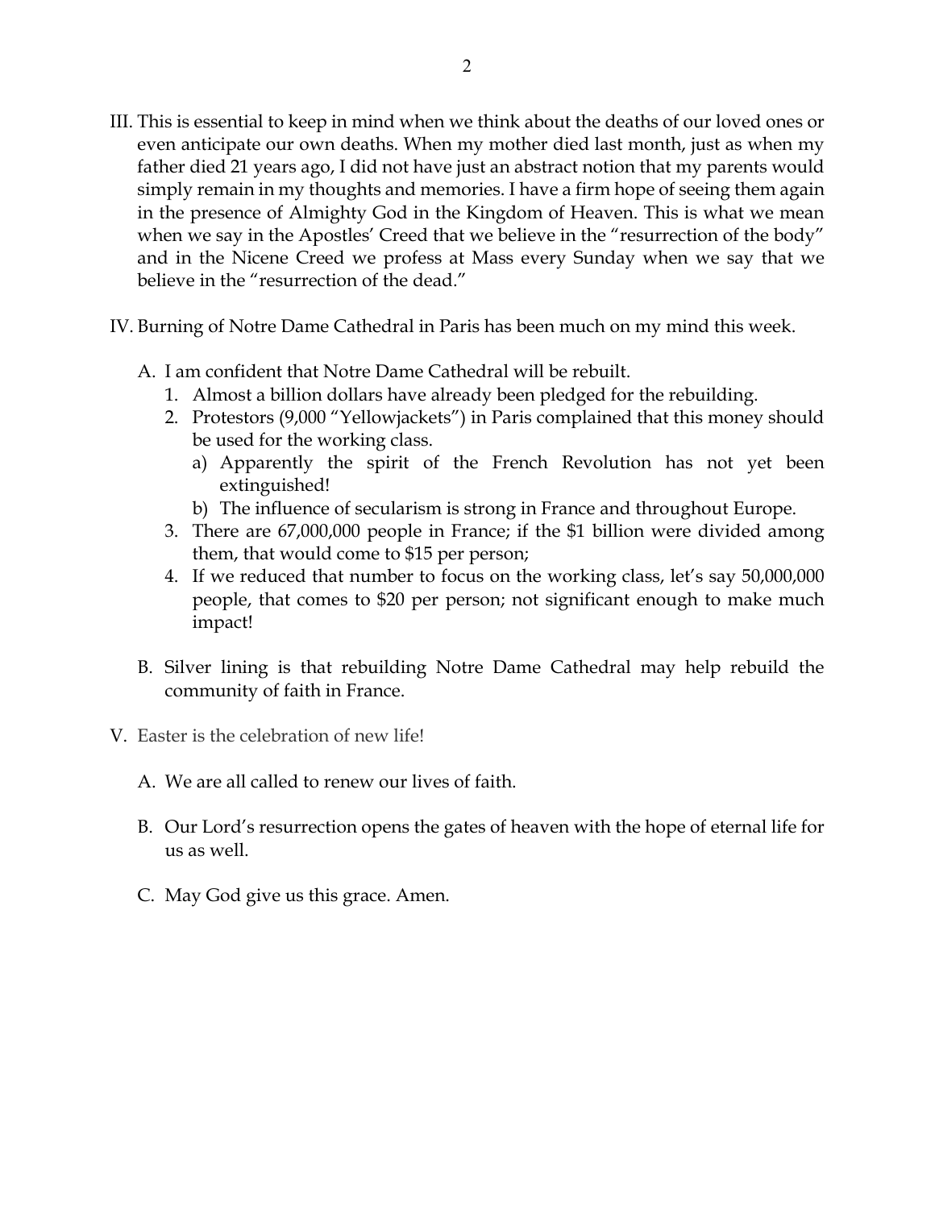III. This is essential to keep in mind when we think about the deaths of our loved ones or even anticipate our own deaths. When my mother died last month, just as when my father died 21 years ago, I did not have just an abstract notion that my parents would simply remain in my thoughts and memories. I have a firm hope of seeing them again in the presence of Almighty God in the Kingdom of Heaven. This is what we mean when we say in the Apostles' Creed that we believe in the "resurrection of the body" and in the Nicene Creed we profess at Mass every Sunday when we say that we believe in the "resurrection of the dead."

IV. Burning of Notre Dame Cathedral in Paris has been much on my mind this week.

   A. I am confident that Notre Dame Cathedral will be rebuilt.
      1. Almost a billion dollars have already been pledged for the rebuilding.
      2. Protestors (9,000 "Yellowjackets") in Paris complained that this money should be used for the working class.
         a) Apparently the spirit of the French Revolution has not yet been extinguished!
         b) The influence of secularism is strong in France and throughout Europe.
      3. There are 67,000,000 people in France; if the $1 billion were divided among them, that would come to $15 per person;
      4. If we reduced that number to focus on the working class, let's say 50,000,000 people, that comes to $20 per person; not significant enough to make much impact!

   B. Silver lining is that rebuilding Notre Dame Cathedral may help rebuild the community of faith in France.

V. Easter is the celebration of new life!

   A. We are all called to renew our lives of faith.

   B. Our Lord's resurrection opens the gates of heaven with the hope of eternal life for us as well.

   C. May God give us this grace. Amen.